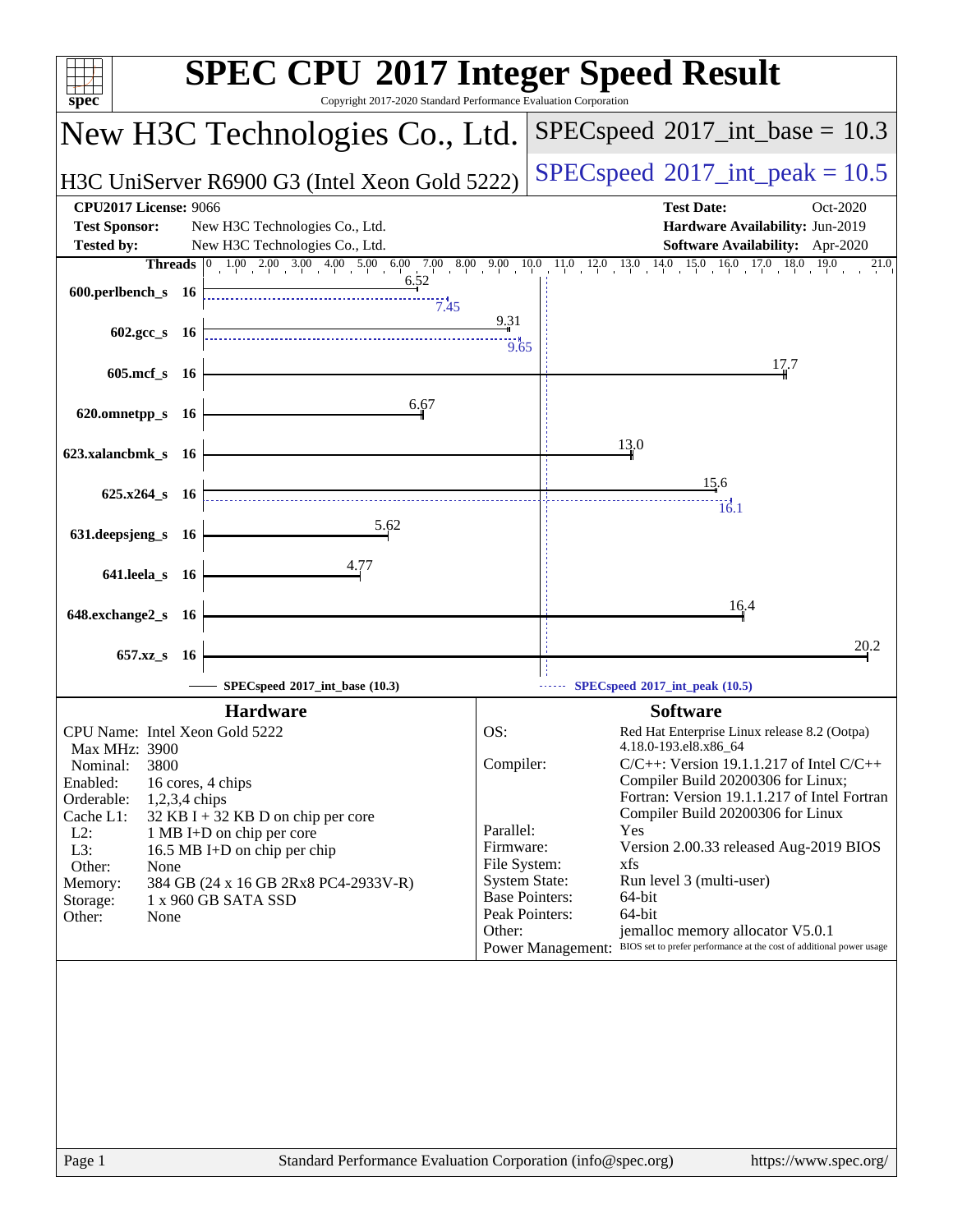# SPEC CPU 2017 Integer Speed Result

Copyright 2017-2020 Standard Performance Evaluation Corporation

## New H3C Technologies Co., Ltd.

**H3C UniServer R6900 G3 (Intel Xeon Gold 5222)**

SPECspeed 2017_int_base = 10.3

SPECspeed 2017_int_peak = 10.5

| | | | |
|---|---|---|---|
| **CPU2017 License:** | 9066 | **Test Date:** | Oct-2020 |
| **Test Sponsor:** | New H3C Technologies Co., Ltd. | **Hardware Availability:** | Jun-2019 |
| **Tested by:** | New H3C Technologies Co., Ltd. | **Software Availability:** | Apr-2020 |

| Benchmark | Threads | Base | Peak |
|---|---|---|---|
| 600.perlbench_s | 16 | 6.52 | 7.45 |
| 602.gcc_s | 16 | 9.31 | 9.65 |
| 605.mcf_s | 16 | 17.7 | |
| 620.omnetpp_s | 16 | 6.67 | |
| 623.xalancbmk_s | 16 | 13.0 | |
| 625.x264_s | 16 | 15.6 | 16.1 |
| 631.deepsjeng_s | 16 | 5.62 | |
| 641.leela_s | 16 | 4.77 | |
| 648.exchange2_s | 16 | 16.4 | |
| 657.xz_s | 16 | 20.2 | |

SPECspeed 2017_int_base (10.3) — SPECspeed 2017_int_peak (10.5)

## Hardware

| | |
|---|---|
| CPU Name: | Intel Xeon Gold 5222 |
| Max MHz: | 3900 |
| Nominal: | 3800 |
| Enabled: | 16 cores, 4 chips |
| Orderable: | 1,2,3,4 chips |
| Cache L1: | 32 KB I + 32 KB D on chip per core |
| L2: | 1 MB I+D on chip per core |
| L3: | 16.5 MB I+D on chip per chip |
| Other: | None |
| Memory: | 384 GB (24 x 16 GB 2Rx8 PC4-2933V-R) |
| Storage: | 1 x 960 GB SATA SSD |
| Other: | None |

## Software

| | |
|---|---|
| OS: | Red Hat Enterprise Linux release 8.2 (Ootpa) 4.18.0-193.el8.x86_64 |
| Compiler: | C/C++: Version 19.1.1.217 of Intel C/C++ Compiler Build 20200306 for Linux; Fortran: Version 19.1.1.217 of Intel Fortran Compiler Build 20200306 for Linux |
| Parallel: | Yes |
| Firmware: | Version 2.00.33 released Aug-2019 BIOS |
| File System: | xfs |
| System State: | Run level 3 (multi-user) |
| Base Pointers: | 64-bit |
| Peak Pointers: | 64-bit |
| Other: | jemalloc memory allocator V5.0.1 |
| Power Management: | BIOS set to prefer performance at the cost of additional power usage |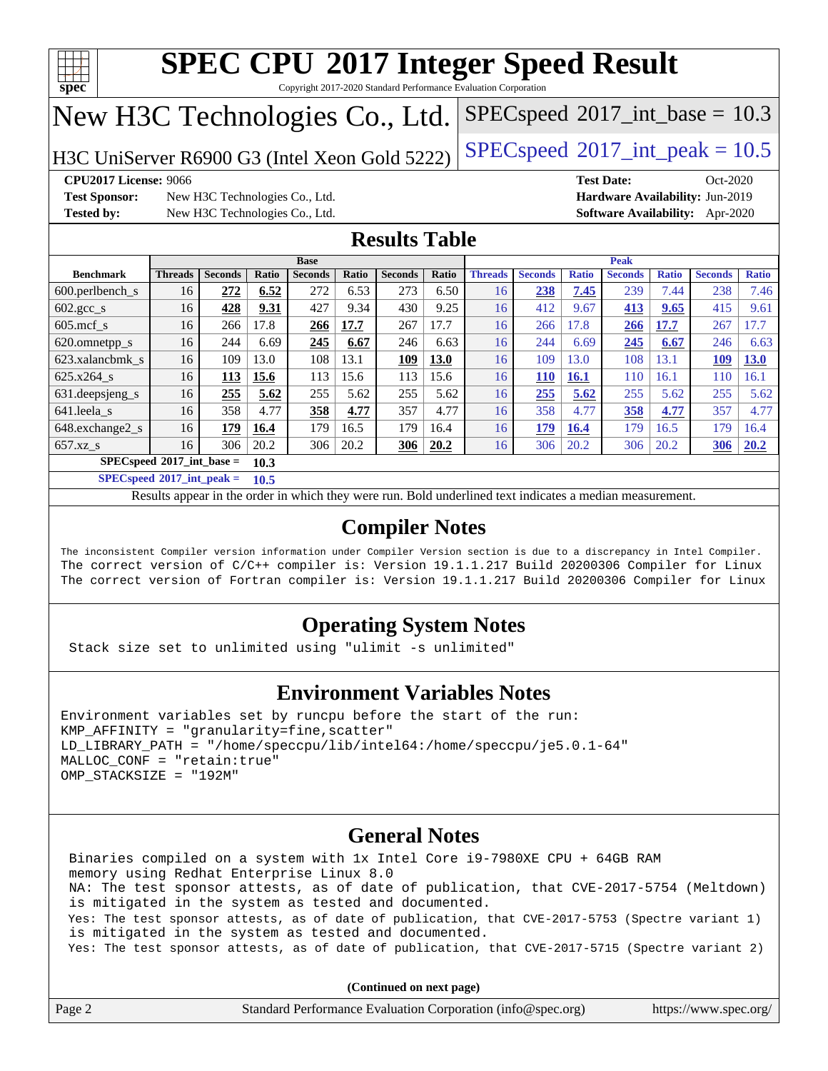# SPEC CPU 2017 Integer Speed Result

Copyright 2017-2020 Standard Performance Evaluation Corporation

## New H3C Technologies Co., Ltd.

H3C UniServer R6900 G3 (Intel Xeon Gold 5222)

SPECspeed 2017_int_base = 10.3

SPECspeed 2017_int_peak = 10.5

**CPU2017 License:** 9066
**Test Sponsor:** New H3C Technologies Co., Ltd.
**Tested by:** New H3C Technologies Co., Ltd.
**Test Date:** Oct-2020
**Hardware Availability:** Jun-2019
**Software Availability:** Apr-2020

## Results Table

| Benchmark | Base | | | | | | | Peak | | | | | | |
|---|---|---|---|---|---|---|---|---|---|---|---|---|---|---|
| | Threads | Seconds | Ratio | Seconds | Ratio | Seconds | Ratio | Threads | Seconds | Ratio | Seconds | Ratio | Seconds | Ratio |
| 600.perlbench_s | 16 | **272** | **6.52** | 272 | 6.53 | 273 | 6.50 | 16 | **238** | **7.45** | 239 | 7.44 | 238 | 7.46 |
| 602.gcc_s | 16 | **428** | **9.31** | 427 | 9.34 | 430 | 9.25 | 16 | 412 | 9.67 | **413** | **9.65** | 415 | 9.61 |
| 605.mcf_s | 16 | 266 | 17.8 | **266** | **17.7** | 267 | 17.7 | 16 | 266 | 17.8 | **266** | **17.7** | 267 | 17.7 |
| 620.omnetpp_s | 16 | 244 | 6.69 | **245** | **6.67** | 246 | 6.63 | 16 | 244 | 6.69 | **245** | **6.67** | 246 | 6.63 |
| 623.xalancbmk_s | 16 | 109 | 13.0 | 108 | 13.1 | **109** | **13.0** | 16 | 109 | 13.0 | 108 | 13.1 | **109** | **13.0** |
| 625.x264_s | 16 | **113** | **15.6** | 113 | 15.6 | 113 | 15.6 | 16 | **110** | **16.1** | 110 | 16.1 | 110 | 16.1 |
| 631.deepsjeng_s | 16 | **255** | **5.62** | 255 | 5.62 | 255 | 5.62 | 16 | **255** | **5.62** | 255 | 5.62 | 255 | 5.62 |
| 641.leela_s | 16 | 358 | 4.77 | **358** | **4.77** | 357 | 4.77 | 16 | 358 | 4.77 | **358** | **4.77** | 357 | 4.77 |
| 648.exchange2_s | 16 | **179** | **16.4** | 179 | 16.5 | 179 | 16.4 | 16 | **179** | **16.4** | 179 | 16.5 | 179 | 16.4 |
| 657.xz_s | 16 | 306 | 20.2 | 306 | 20.2 | **306** | **20.2** | 16 | 306 | 20.2 | 306 | 20.2 | **306** | **20.2** |

**SPECspeed 2017_int_base = 10.3**

**SPECspeed 2017_int_peak = 10.5**

Results appear in the order in which they were run. Bold underlined text indicates a median measurement.

## Compiler Notes

```
The inconsistent Compiler version information under Compiler Version section is due to a discrepancy in Intel Compiler.
The correct version of C/C++ compiler is: Version 19.1.1.217 Build 20200306 Compiler for Linux
The correct version of Fortran compiler is: Version 19.1.1.217 Build 20200306 Compiler for Linux
```

## Operating System Notes

```
Stack size set to unlimited using "ulimit -s unlimited"
```

## Environment Variables Notes

```
Environment variables set by runcpu before the start of the run:
KMP_AFFINITY = "granularity=fine,scatter"
LD_LIBRARY_PATH = "/home/speccpu/lib/intel64:/home/speccpu/je5.0.1-64"
MALLOC_CONF = "retain:true"
OMP_STACKSIZE = "192M"
```

## General Notes

```
Binaries compiled on a system with 1x Intel Core i9-7980XE CPU + 64GB RAM
memory using Redhat Enterprise Linux 8.0
NA: The test sponsor attests, as of date of publication, that CVE-2017-5754 (Meltdown)
is mitigated in the system as tested and documented.
Yes: The test sponsor attests, as of date of publication, that CVE-2017-5753 (Spectre variant 1)
is mitigated in the system as tested and documented.
Yes: The test sponsor attests, as of date of publication, that CVE-2017-5715 (Spectre variant 2)
```

**(Continued on next page)**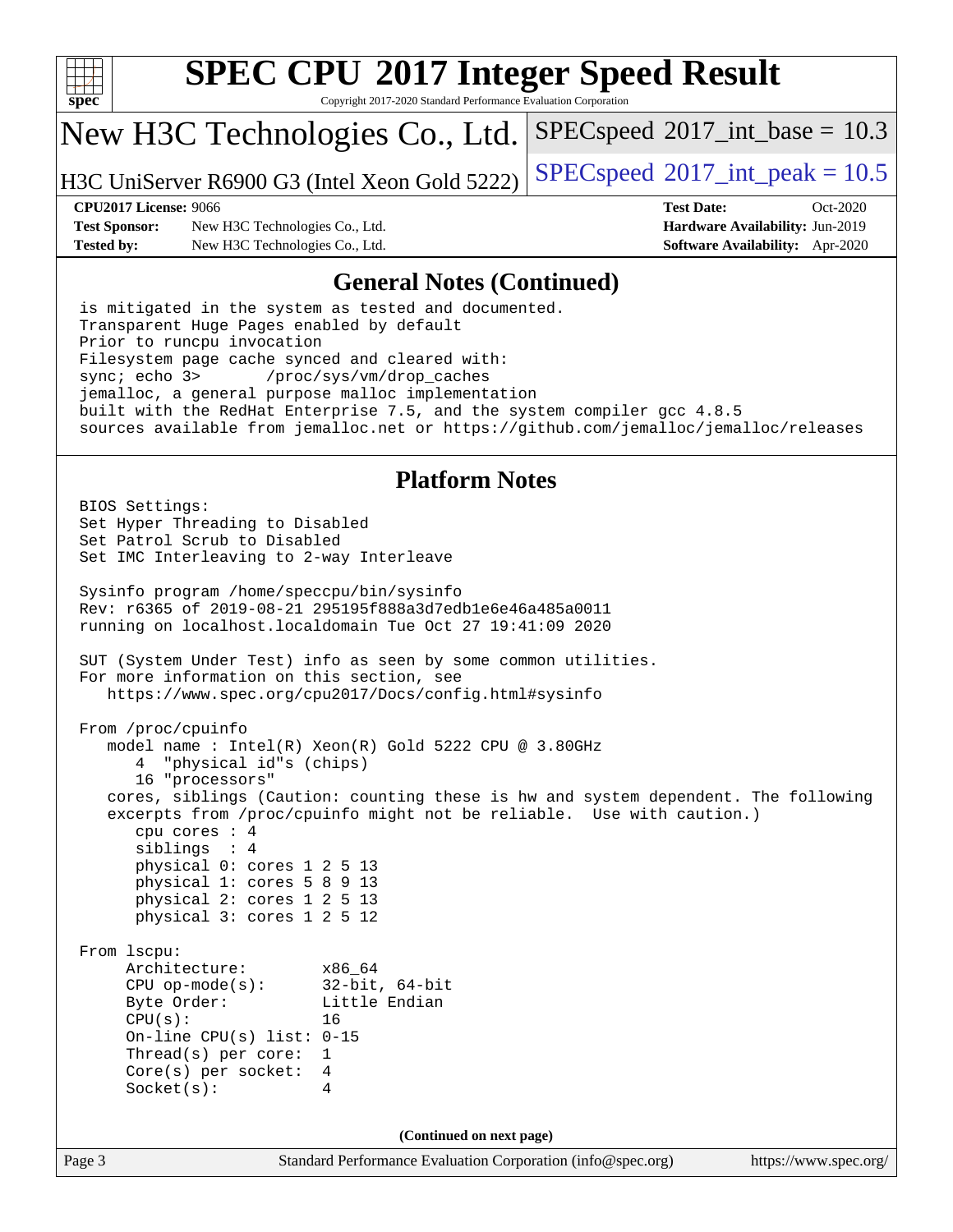## General Notes (Continued)

```
is mitigated in the system as tested and documented.
Transparent Huge Pages enabled by default
Prior to runcpu invocation
Filesystem page cache synced and cleared with:
sync; echo 3>       /proc/sys/vm/drop_caches
jemalloc, a general purpose malloc implementation
built with the RedHat Enterprise 7.5, and the system compiler gcc 4.8.5
sources available from jemalloc.net or https://github.com/jemalloc/jemalloc/releases
```

## Platform Notes

```
BIOS Settings:
Set Hyper Threading to Disabled
Set Patrol Scrub to Disabled
Set IMC Interleaving to 2-way Interleave

Sysinfo program /home/speccpu/bin/sysinfo
Rev: r6365 of 2019-08-21 295195f888a3d7edb1e6e46a485a0011
running on localhost.localdomain Tue Oct 27 19:41:09 2020

SUT (System Under Test) info as seen by some common utilities.
For more information on this section, see
   https://www.spec.org/cpu2017/Docs/config.html#sysinfo

From /proc/cpuinfo
   model name : Intel(R) Xeon(R) Gold 5222 CPU @ 3.80GHz
      4  "physical id"s (chips)
      16 "processors"
   cores, siblings (Caution: counting these is hw and system dependent. The following
   excerpts from /proc/cpuinfo might not be reliable.  Use with caution.)
      cpu cores : 4
      siblings  : 4
      physical 0: cores 1 2 5 13
      physical 1: cores 5 8 9 13
      physical 2: cores 1 2 5 13
      physical 3: cores 1 2 5 12

From lscpu:
     Architecture:          x86_64
     CPU op-mode(s):        32-bit, 64-bit
     Byte Order:            Little Endian
     CPU(s):                16
     On-line CPU(s) list: 0-15
     Thread(s) per core:  1
     Core(s) per socket:  4
     Socket(s):           4
```

**(Continued on next page)**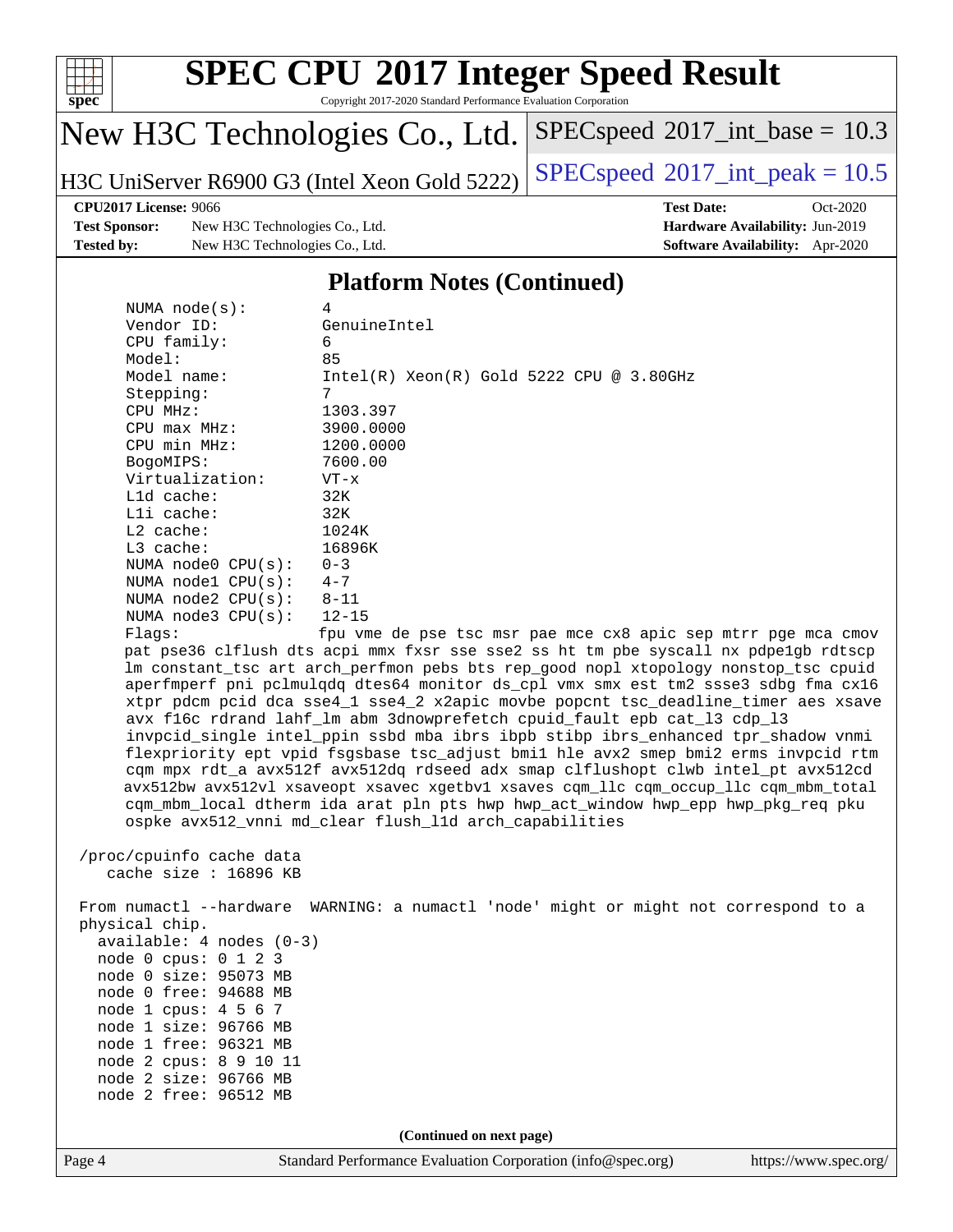# SPEC CPU 2017 Integer Speed Result

Copyright 2017-2020 Standard Performance Evaluation Corporation

## New H3C Technologies Co., Ltd.

H3C UniServer R6900 G3 (Intel Xeon Gold 5222)

SPECspeed 2017_int_base = 10.3

SPECspeed 2017_int_peak = 10.5

**CPU2017 License:** 9066
**Test Sponsor:** New H3C Technologies Co., Ltd.
**Tested by:** New H3C Technologies Co., Ltd.

**Test Date:** Oct-2020
**Hardware Availability:** Jun-2019
**Software Availability:** Apr-2020

### Platform Notes (Continued)

```
      NUMA node(s):          4
      Vendor ID:             GenuineIntel
      CPU family:            6
      Model:                 85
      Model name:            Intel(R) Xeon(R) Gold 5222 CPU @ 3.80GHz
      Stepping:              7
      CPU MHz:               1303.397
      CPU max MHz:           3900.0000
      CPU min MHz:           1200.0000
      BogoMIPS:              7600.00
      Virtualization:        VT-x
      L1d cache:             32K
      L1i cache:             32K
      L2 cache:              1024K
      L3 cache:              16896K
      NUMA node0 CPU(s):     0-3
      NUMA node1 CPU(s):     4-7
      NUMA node2 CPU(s):     8-11
      NUMA node3 CPU(s):     12-15
      Flags:                 fpu vme de pse tsc msr pae mce cx8 apic sep mtrr pge mca cmov
      pat pse36 clflush dts acpi mmx fxsr sse sse2 ss ht tm pbe syscall nx pdpe1gb rdtscp
      lm constant_tsc art arch_perfmon pebs bts rep_good nopl xtopology nonstop_tsc cpuid
      aperfmperf pni pclmulqdq dtes64 monitor ds_cpl vmx smx est tm2 ssse3 sdbg fma cx16
      xtpr pdcm pcid dca sse4_1 sse4_2 x2apic movbe popcnt tsc_deadline_timer aes xsave
      avx f16c rdrand lahf_lm abm 3dnowprefetch cpuid_fault epb cat_l3 cdp_l3
      invpcid_single intel_ppin ssbd mba ibrs ibpb stibp ibrs_enhanced tpr_shadow vnmi
      flexpriority ept vpid fsgsbase tsc_adjust bmi1 hle avx2 smep bmi2 erms invpcid rtm
      cqm mpx rdt_a avx512f avx512dq rdseed adx smap clflushopt clwb intel_pt avx512cd
      avx512bw avx512vl xsaveopt xsavec xgetbv1 xsaves cqm_llc cqm_occup_llc cqm_mbm_total
      cqm_mbm_local dtherm ida arat pln pts hwp hwp_act_window hwp_epp hwp_pkg_req pku
      ospke avx512_vnni md_clear flush_l1d arch_capabilities

 /proc/cpuinfo cache data
    cache size : 16896 KB

 From numactl --hardware  WARNING: a numactl 'node' might or might not correspond to a
 physical chip.
   available: 4 nodes (0-3)
   node 0 cpus: 0 1 2 3
   node 0 size: 95073 MB
   node 0 free: 94688 MB
   node 1 cpus: 4 5 6 7
   node 1 size: 96766 MB
   node 1 free: 96321 MB
   node 2 cpus: 8 9 10 11
   node 2 size: 96766 MB
   node 2 free: 96512 MB
```

(Continued on next page)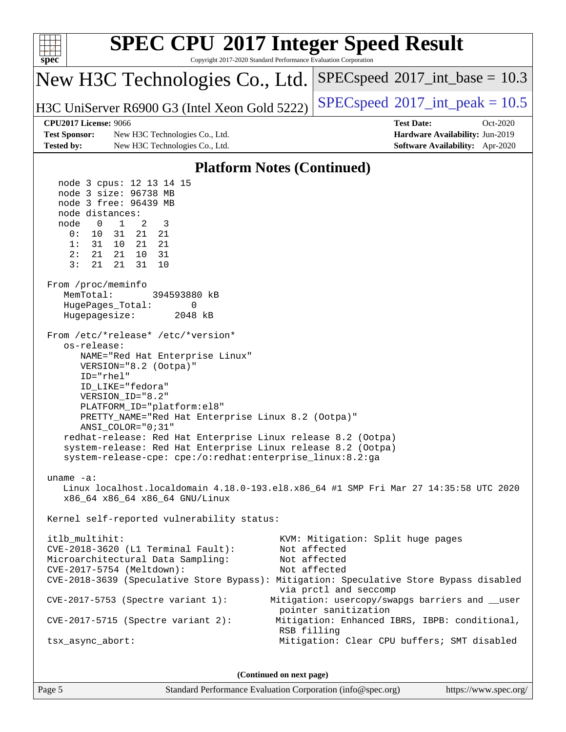## Platform Notes (Continued)

```
   node 3 cpus: 12 13 14 15
   node 3 size: 96738 MB
   node 3 free: 96439 MB
   node distances:
   node   0   1   2   3
     0:  10  31  21  21
     1:  31  10  21  21
     2:  21  21  10  31
     3:  21  21  31  10

 From /proc/meminfo
    MemTotal:       394593880 kB
    HugePages_Total:       0
    Hugepagesize:       2048 kB

 From /etc/*release* /etc/*version*
    os-release:
       NAME="Red Hat Enterprise Linux"
       VERSION="8.2 (Ootpa)"
       ID="rhel"
       ID_LIKE="fedora"
       VERSION_ID="8.2"
       PLATFORM_ID="platform:el8"
       PRETTY_NAME="Red Hat Enterprise Linux 8.2 (Ootpa)"
       ANSI_COLOR="0;31"
    redhat-release: Red Hat Enterprise Linux release 8.2 (Ootpa)
    system-release: Red Hat Enterprise Linux release 8.2 (Ootpa)
    system-release-cpe: cpe:/o:redhat:enterprise_linux:8.2:ga

 uname -a:
    Linux localhost.localdomain 4.18.0-193.el8.x86_64 #1 SMP Fri Mar 27 14:35:58 UTC 2020
    x86_64 x86_64 x86_64 GNU/Linux

 Kernel self-reported vulnerability status:

 itlb_multihit:                                    KVM: Mitigation: Split huge pages
 CVE-2018-3620 (L1 Terminal Fault):                Not affected
 Microarchitectural Data Sampling:                 Not affected
 CVE-2017-5754 (Meltdown):                         Not affected
 CVE-2018-3639 (Speculative Store Bypass): Mitigation: Speculative Store Bypass disabled
                                                   via prctl and seccomp
 CVE-2017-5753 (Spectre variant 1):              Mitigation: usercopy/swapgs barriers and __user
                                                   pointer sanitization
 CVE-2017-5715 (Spectre variant 2):               Mitigation: Enhanced IBRS, IBPB: conditional,
                                                   RSB filling
 tsx_async_abort:                                  Mitigation: Clear CPU buffers; SMT disabled
```

**(Continued on next page)**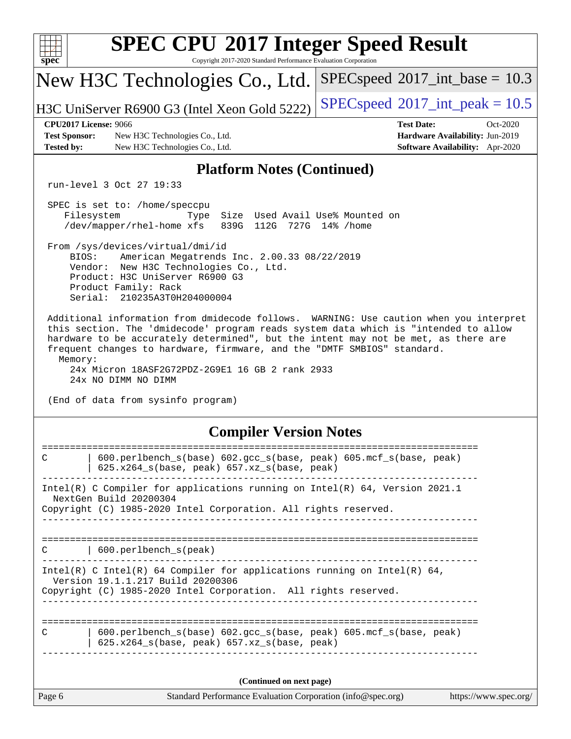# SPEC CPU 2017 Integer Speed Result

Copyright 2017-2020 Standard Performance Evaluation Corporation

## New H3C Technologies Co., Ltd.

H3C UniServer R6900 G3 (Intel Xeon Gold 5222)

SPECspeed 2017_int_base = 10.3

SPECspeed 2017_int_peak = 10.5

| | | | |
|---|---|---|---|
| **CPU2017 License:** | 9066 | **Test Date:** | Oct-2020 |
| **Test Sponsor:** | New H3C Technologies Co., Ltd. | **Hardware Availability:** | Jun-2019 |
| **Tested by:** | New H3C Technologies Co., Ltd. | **Software Availability:** | Apr-2020 |

### Platform Notes (Continued)

```
run-level 3 Oct 27 19:33

SPEC is set to: /home/speccpu
   Filesystem            Type  Size  Used Avail Use% Mounted on
   /dev/mapper/rhel-home xfs   839G  112G  727G  14% /home

From /sys/devices/virtual/dmi/id
    BIOS:    American Megatrends Inc. 2.00.33 08/22/2019
    Vendor:  New H3C Technologies Co., Ltd.
    Product: H3C UniServer R6900 G3
    Product Family: Rack
    Serial:  210235A3T0H204000004

Additional information from dmidecode follows.  WARNING: Use caution when you interpret
this section. The 'dmidecode' program reads system data which is "intended to allow
hardware to be accurately determined", but the intent may not be met, as there are
frequent changes to hardware, firmware, and the "DMTF SMBIOS" standard.
  Memory:
    24x Micron 18ASF2G72PDZ-2G9E1 16 GB 2 rank 2933
    24x NO DIMM NO DIMM

(End of data from sysinfo program)
```

### Compiler Version Notes

```
==============================================================================
C       | 600.perlbench_s(base) 602.gcc_s(base, peak) 605.mcf_s(base, peak)
        | 625.x264_s(base, peak) 657.xz_s(base, peak)
------------------------------------------------------------------------------
Intel(R) C Compiler for applications running on Intel(R) 64, Version 2021.1
  NextGen Build 20200304
Copyright (C) 1985-2020 Intel Corporation. All rights reserved.
------------------------------------------------------------------------------

==============================================================================
C       | 600.perlbench_s(peak)
------------------------------------------------------------------------------
Intel(R) C Intel(R) 64 Compiler for applications running on Intel(R) 64,
  Version 19.1.1.217 Build 20200306
Copyright (C) 1985-2020 Intel Corporation.  All rights reserved.
------------------------------------------------------------------------------

==============================================================================
C       | 600.perlbench_s(base) 602.gcc_s(base, peak) 605.mcf_s(base, peak)
        | 625.x264_s(base, peak) 657.xz_s(base, peak)
------------------------------------------------------------------------------
```

(Continued on next page)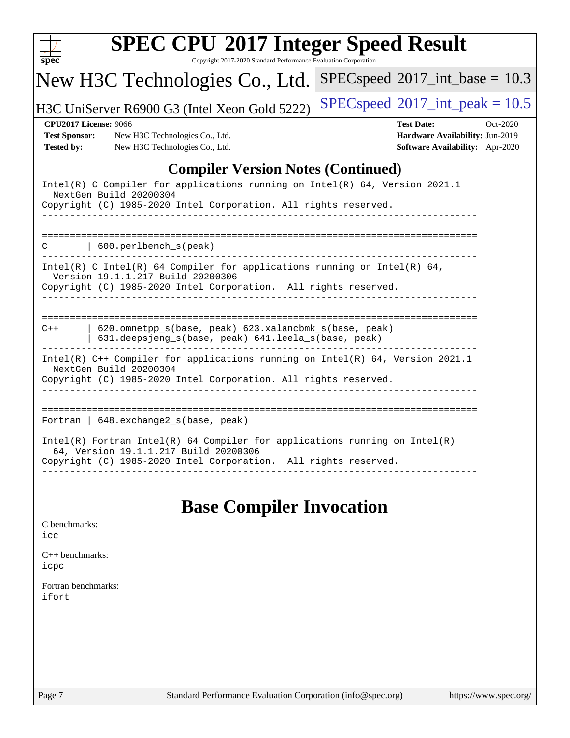# SPEC CPU 2017 Integer Speed Result

Copyright 2017-2020 Standard Performance Evaluation Corporation

New H3C Technologies Co., Ltd. | SPECspeed 2017_int_base = 10.3

H3C UniServer R6900 G3 (Intel Xeon Gold 5222) | SPECspeed 2017_int_peak = 10.5

**CPU2017 License:** 9066 | **Test Date:** Oct-2020
**Test Sponsor:** New H3C Technologies Co., Ltd. | **Hardware Availability:** Jun-2019
**Tested by:** New H3C Technologies Co., Ltd. | **Software Availability:** Apr-2020

## Compiler Version Notes (Continued)

```
Intel(R) C Compiler for applications running on Intel(R) 64, Version 2021.1
  NextGen Build 20200304
Copyright (C) 1985-2020 Intel Corporation. All rights reserved.
------------------------------------------------------------------------------

==============================================================================
C       | 600.perlbench_s(peak)
------------------------------------------------------------------------------
Intel(R) C Intel(R) 64 Compiler for applications running on Intel(R) 64,
  Version 19.1.1.217 Build 20200306
Copyright (C) 1985-2020 Intel Corporation.  All rights reserved.
------------------------------------------------------------------------------

==============================================================================
C++     | 620.omnetpp_s(base, peak) 623.xalancbmk_s(base, peak)
        | 631.deepsjeng_s(base, peak) 641.leela_s(base, peak)
------------------------------------------------------------------------------
Intel(R) C++ Compiler for applications running on Intel(R) 64, Version 2021.1
  NextGen Build 20200304
Copyright (C) 1985-2020 Intel Corporation. All rights reserved.
------------------------------------------------------------------------------

==============================================================================
Fortran | 648.exchange2_s(base, peak)
------------------------------------------------------------------------------
Intel(R) Fortran Intel(R) 64 Compiler for applications running on Intel(R)
  64, Version 19.1.1.217 Build 20200306
Copyright (C) 1985-2020 Intel Corporation.  All rights reserved.
------------------------------------------------------------------------------
```

## Base Compiler Invocation

C benchmarks:
icc

C++ benchmarks:
icpc

Fortran benchmarks:
ifort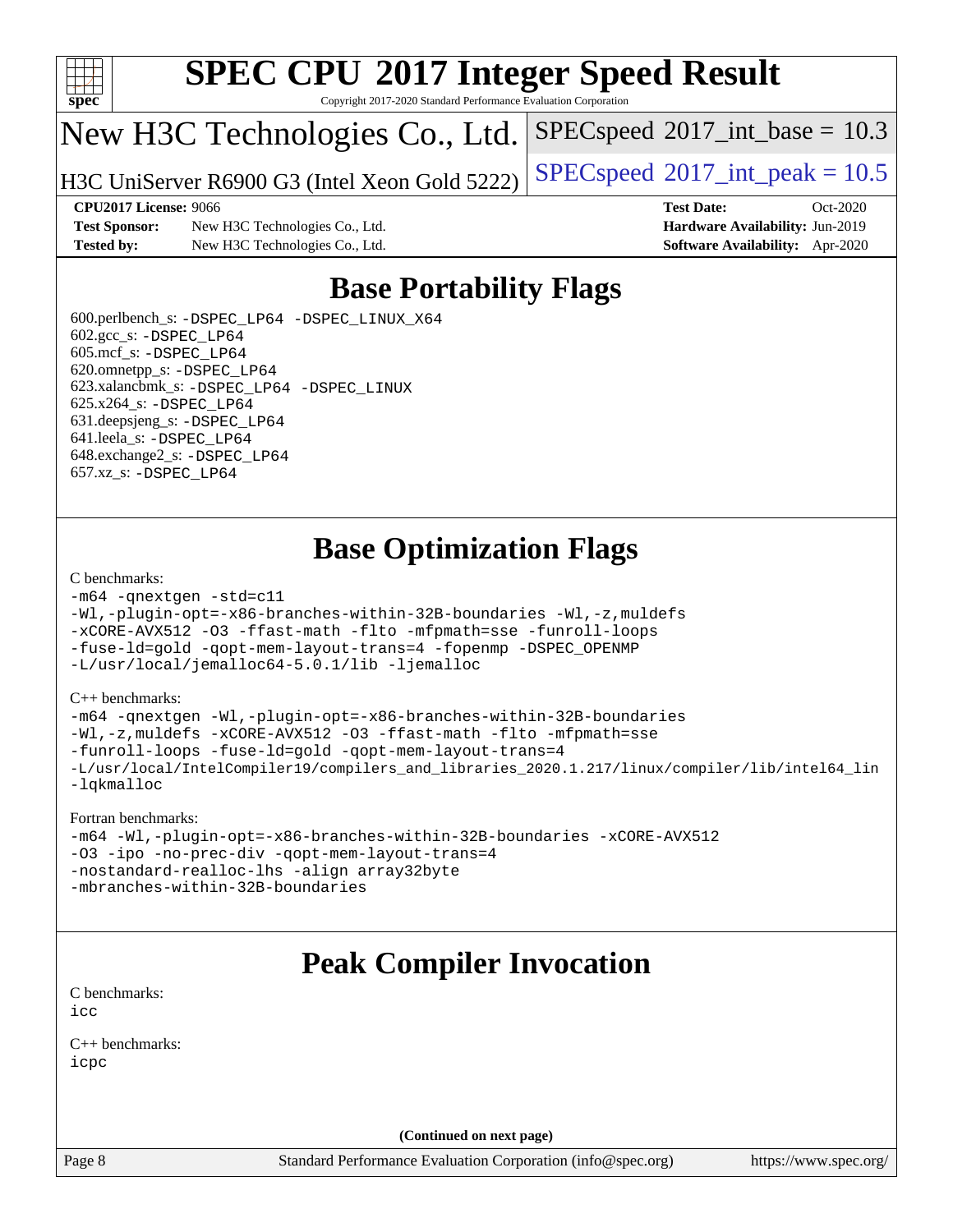# Base Portability Flags

600.perlbench_s: -DSPEC_LP64 -DSPEC_LINUX_X64
602.gcc_s: -DSPEC_LP64
605.mcf_s: -DSPEC_LP64
620.omnetpp_s: -DSPEC_LP64
623.xalancbmk_s: -DSPEC_LP64 -DSPEC_LINUX
625.x264_s: -DSPEC_LP64
631.deepsjeng_s: -DSPEC_LP64
641.leela_s: -DSPEC_LP64
648.exchange2_s: -DSPEC_LP64
657.xz_s: -DSPEC_LP64

# Base Optimization Flags

C benchmarks:

```
-m64 -qnextgen -std=c11
-Wl,-plugin-opt=-x86-branches-within-32B-boundaries -Wl,-z,muldefs
-xCORE-AVX512 -O3 -ffast-math -flto -mfpmath=sse -funroll-loops
-fuse-ld=gold -qopt-mem-layout-trans=4 -fopenmp -DSPEC_OPENMP
-L/usr/local/jemalloc64-5.0.1/lib -ljemalloc
```

C++ benchmarks:

```
-m64 -qnextgen -Wl,-plugin-opt=-x86-branches-within-32B-boundaries
-Wl,-z,muldefs -xCORE-AVX512 -O3 -ffast-math -flto -mfpmath=sse
-funroll-loops -fuse-ld=gold -qopt-mem-layout-trans=4
-L/usr/local/IntelCompiler19/compilers_and_libraries_2020.1.217/linux/compiler/lib/intel64_lin
-lqkmalloc
```

Fortran benchmarks:

```
-m64 -Wl,-plugin-opt=-x86-branches-within-32B-boundaries -xCORE-AVX512
-O3 -ipo -no-prec-div -qopt-mem-layout-trans=4
-nostandard-realloc-lhs -align array32byte
-mbranches-within-32B-boundaries
```

# Peak Compiler Invocation

C benchmarks:
icc

C++ benchmarks:
icpc

(Continued on next page)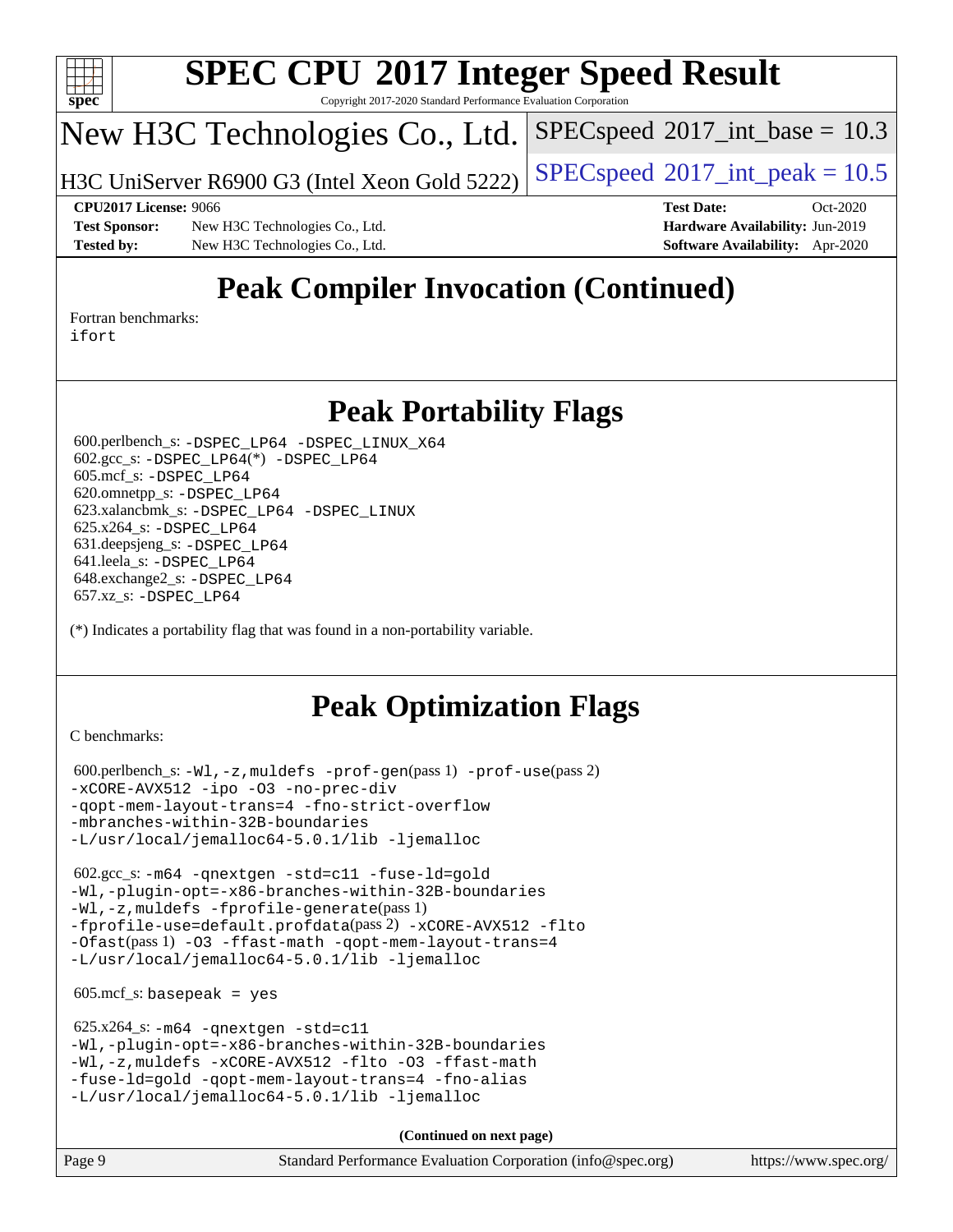# SPEC CPU 2017 Integer Speed Result

Copyright 2017-2020 Standard Performance Evaluation Corporation

## New H3C Technologies Co., Ltd.

H3C UniServer R6900 G3 (Intel Xeon Gold 5222)

SPECspeed 2017_int_base = 10.3

SPECspeed 2017_int_peak = 10.5

**CPU2017 License:** 9066
**Test Sponsor:** New H3C Technologies Co., Ltd.
**Tested by:** New H3C Technologies Co., Ltd.

**Test Date:** Oct-2020
**Hardware Availability:** Jun-2019
**Software Availability:** Apr-2020

## Peak Compiler Invocation (Continued)

Fortran benchmarks:
ifort

## Peak Portability Flags

600.perlbench_s: -DSPEC_LP64 -DSPEC_LINUX_X64
602.gcc_s: -DSPEC_LP64(*) -DSPEC_LP64
605.mcf_s: -DSPEC_LP64
620.omnetpp_s: -DSPEC_LP64
623.xalancbmk_s: -DSPEC_LP64 -DSPEC_LINUX
625.x264_s: -DSPEC_LP64
631.deepsjeng_s: -DSPEC_LP64
641.leela_s: -DSPEC_LP64
648.exchange2_s: -DSPEC_LP64
657.xz_s: -DSPEC_LP64

(*) Indicates a portability flag that was found in a non-portability variable.

## Peak Optimization Flags

C benchmarks:

600.perlbench_s: -Wl,-z,muldefs -prof-gen(pass 1) -prof-use(pass 2) -xCORE-AVX512 -ipo -O3 -no-prec-div -qopt-mem-layout-trans=4 -fno-strict-overflow -mbranches-within-32B-boundaries -L/usr/local/jemalloc64-5.0.1/lib -ljemalloc

602.gcc_s: -m64 -qnextgen -std=c11 -fuse-ld=gold -Wl,-plugin-opt=-x86-branches-within-32B-boundaries -Wl,-z,muldefs -fprofile-generate(pass 1) -fprofile-use=default.profdata(pass 2) -xCORE-AVX512 -flto -Ofast(pass 1) -O3 -ffast-math -qopt-mem-layout-trans=4 -L/usr/local/jemalloc64-5.0.1/lib -ljemalloc

605.mcf_s: basepeak = yes

625.x264_s: -m64 -qnextgen -std=c11 -Wl,-plugin-opt=-x86-branches-within-32B-boundaries -Wl,-z,muldefs -xCORE-AVX512 -flto -O3 -ffast-math -fuse-ld=gold -qopt-mem-layout-trans=4 -fno-alias -L/usr/local/jemalloc64-5.0.1/lib -ljemalloc

**(Continued on next page)**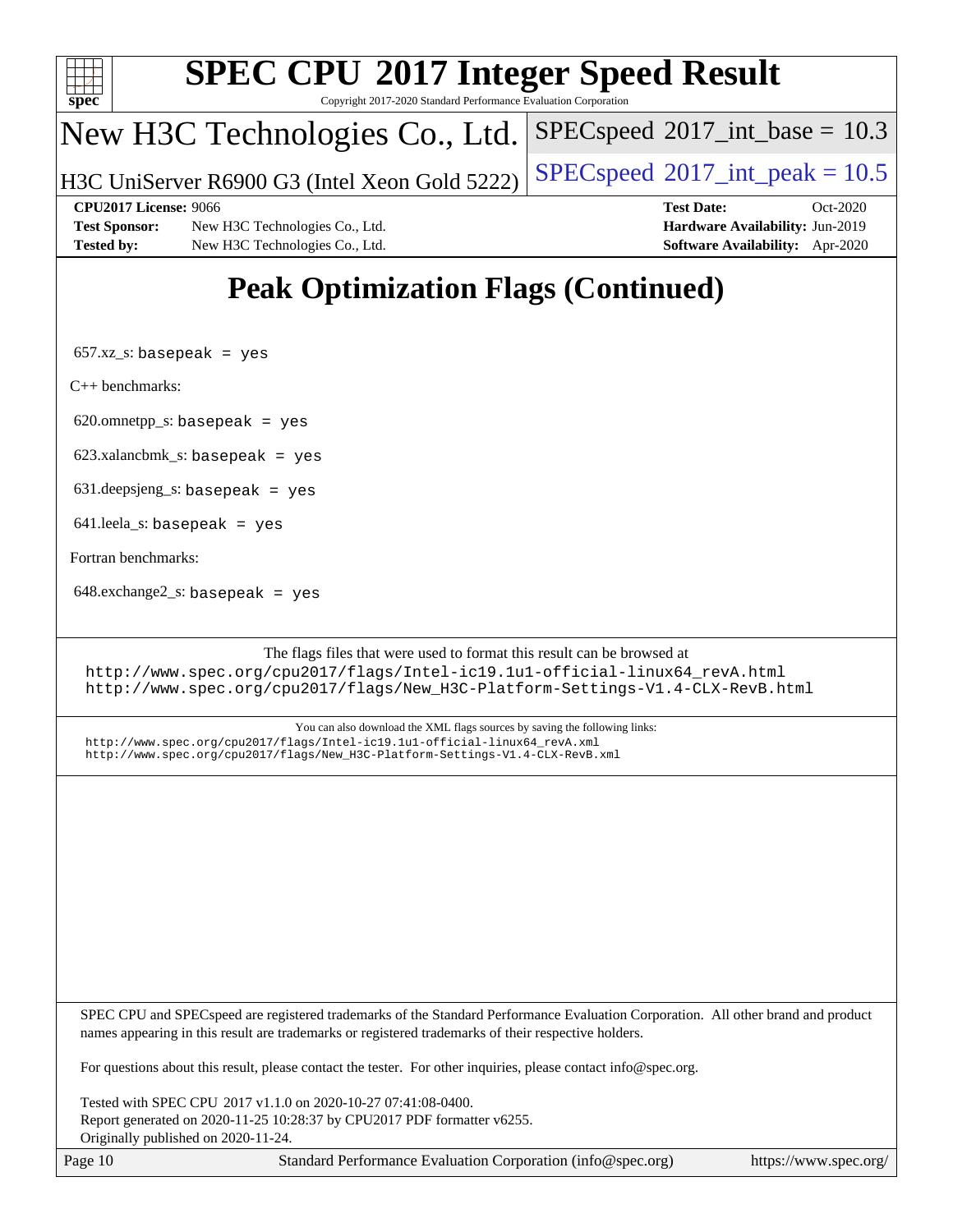# Peak Optimization Flags (Continued)

657.xz_s: `basepeak = yes`

C++ benchmarks:

620.omnetpp_s: `basepeak = yes`

623.xalancbmk_s: `basepeak = yes`

631.deepsjeng_s: `basepeak = yes`

641.leela_s: `basepeak = yes`

Fortran benchmarks:

648.exchange2_s: `basepeak = yes`

The flags files that were used to format this result can be browsed at
http://www.spec.org/cpu2017/flags/Intel-ic19.1u1-official-linux64_revA.html
http://www.spec.org/cpu2017/flags/New_H3C-Platform-Settings-V1.4-CLX-RevB.html

You can also download the XML flags sources by saving the following links:
http://www.spec.org/cpu2017/flags/Intel-ic19.1u1-official-linux64_revA.xml
http://www.spec.org/cpu2017/flags/New_H3C-Platform-Settings-V1.4-CLX-RevB.xml

SPEC CPU and SPECspeed are registered trademarks of the Standard Performance Evaluation Corporation. All other brand and product names appearing in this result are trademarks or registered trademarks of their respective holders.

For questions about this result, please contact the tester. For other inquiries, please contact info@spec.org.

Tested with SPEC CPU 2017 v1.1.0 on 2020-10-27 07:41:08-0400.
Report generated on 2020-11-25 10:28:37 by CPU2017 PDF formatter v6255.
Originally published on 2020-11-24.